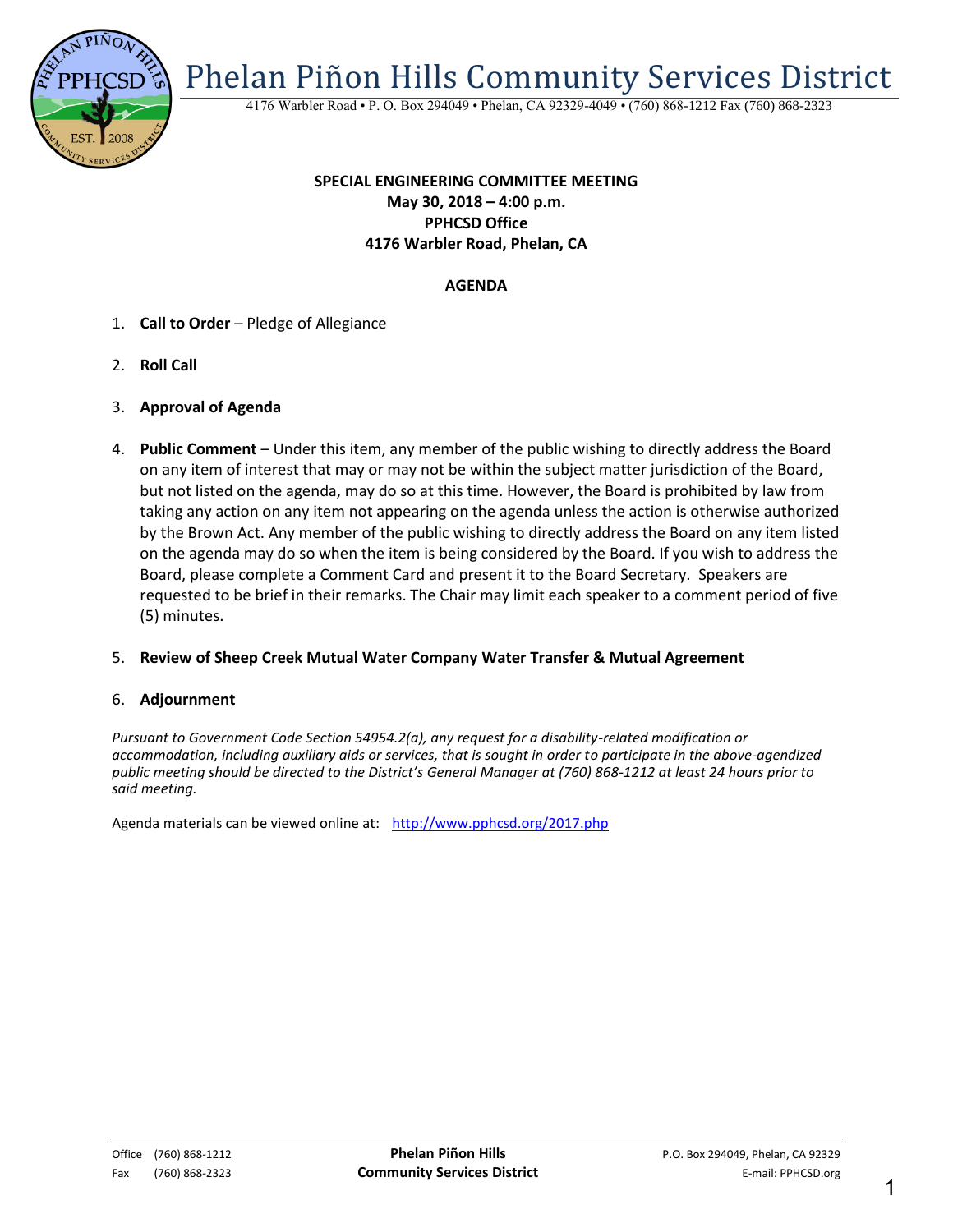# Phelan Piñon Hills Community Services District

4176 Warbler Road • P. O. Box 294049 • Phelan, CA 92329-4049 • (760) 868-1212 Fax (760) 868-2323

**SPECIAL ENGINEERING COMMITTEE MEETING**
**May 30, 2018 – 4:00 p.m.**
**PPHCSD Office**
**4176 Warbler Road, Phelan, CA**

**AGENDA**

1. **Call to Order** – Pledge of Allegiance

2. **Roll Call**

3. **Approval of Agenda**

4. **Public Comment** – Under this item, any member of the public wishing to directly address the Board on any item of interest that may or may not be within the subject matter jurisdiction of the Board, but not listed on the agenda, may do so at this time. However, the Board is prohibited by law from taking any action on any item not appearing on the agenda unless the action is otherwise authorized by the Brown Act. Any member of the public wishing to directly address the Board on any item listed on the agenda may do so when the item is being considered by the Board. If you wish to address the Board, please complete a Comment Card and present it to the Board Secretary. Speakers are requested to be brief in their remarks. The Chair may limit each speaker to a comment period of five (5) minutes.

5. **Review of Sheep Creek Mutual Water Company Water Transfer & Mutual Agreement**

6. **Adjournment**

*Pursuant to Government Code Section 54954.2(a), any request for a disability-related modification or accommodation, including auxiliary aids or services, that is sought in order to participate in the above-agendized public meeting should be directed to the District's General Manager at (760) 868-1212 at least 24 hours prior to said meeting.*

Agenda materials can be viewed online at: http://www.pphcsd.org/2017.php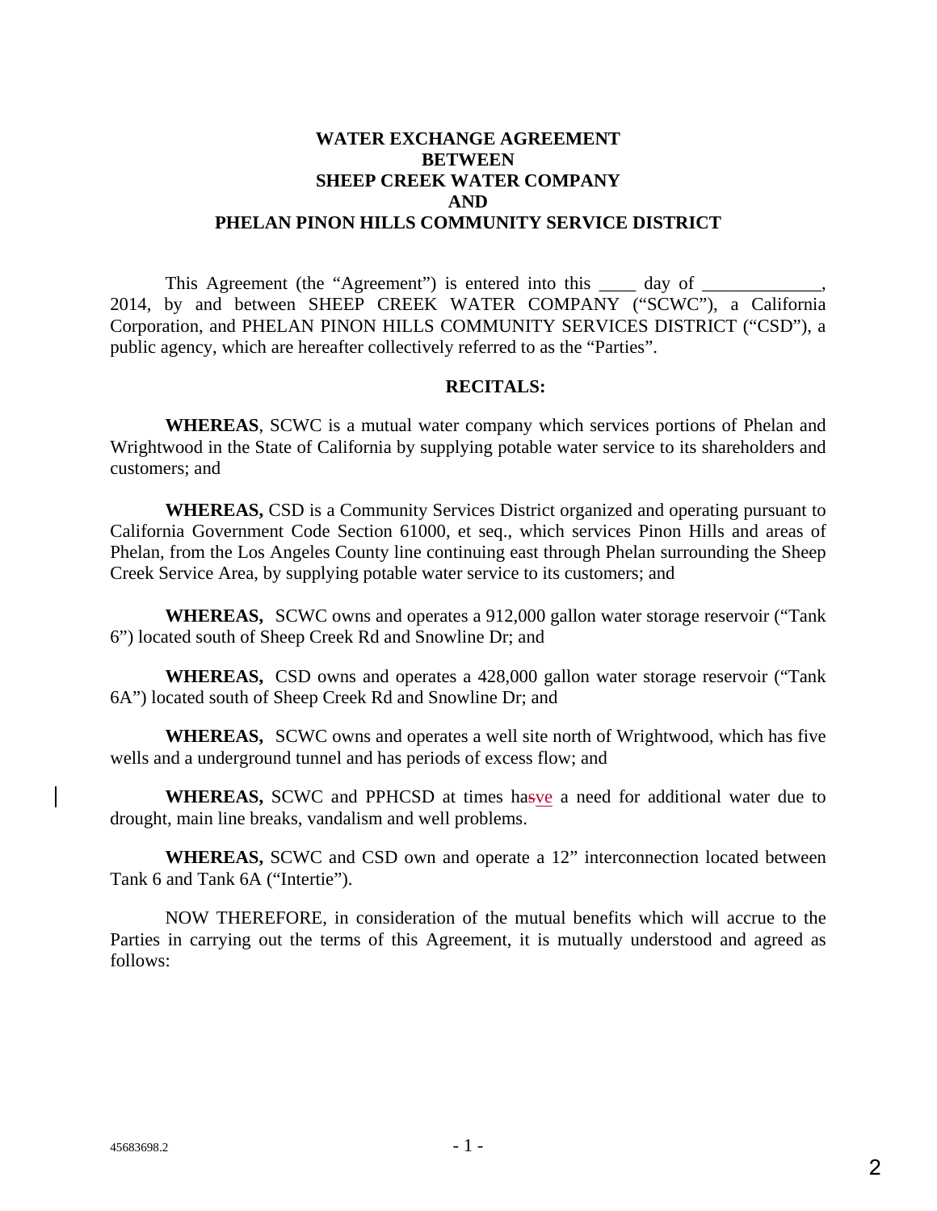**WATER EXCHANGE AGREEMENT**
**BETWEEN**
**SHEEP CREEK WATER COMPANY**
**AND**
**PHELAN PINON HILLS COMMUNITY SERVICE DISTRICT**

This Agreement (the "Agreement") is entered into this ____ day of _____________, 2014, by and between SHEEP CREEK WATER COMPANY ("SCWC"), a California Corporation, and PHELAN PINON HILLS COMMUNITY SERVICES DISTRICT ("CSD"), a public agency, which are hereafter collectively referred to as the "Parties".

**RECITALS:**

**WHEREAS**, SCWC is a mutual water company which services portions of Phelan and Wrightwood in the State of California by supplying potable water service to its shareholders and customers; and

**WHEREAS,** CSD is a Community Services District organized and operating pursuant to California Government Code Section 61000, et seq., which services Pinon Hills and areas of Phelan, from the Los Angeles County line continuing east through Phelan surrounding the Sheep Creek Service Area, by supplying potable water service to its customers; and

**WHEREAS,** SCWC owns and operates a 912,000 gallon water storage reservoir ("Tank 6") located south of Sheep Creek Rd and Snowline Dr; and

**WHEREAS,** CSD owns and operates a 428,000 gallon water storage reservoir ("Tank 6A") located south of Sheep Creek Rd and Snowline Dr; and

**WHEREAS,** SCWC owns and operates a well site north of Wrightwood, which has five wells and a underground tunnel and has periods of excess flow; and

**WHEREAS,** SCWC and PPHCSD at times ha~~s~~ve a need for additional water due to drought, main line breaks, vandalism and well problems.

**WHEREAS,** SCWC and CSD own and operate a 12" interconnection located between Tank 6 and Tank 6A ("Intertie").

NOW THEREFORE, in consideration of the mutual benefits which will accrue to the Parties in carrying out the terms of this Agreement, it is mutually understood and agreed as follows:

45683698.2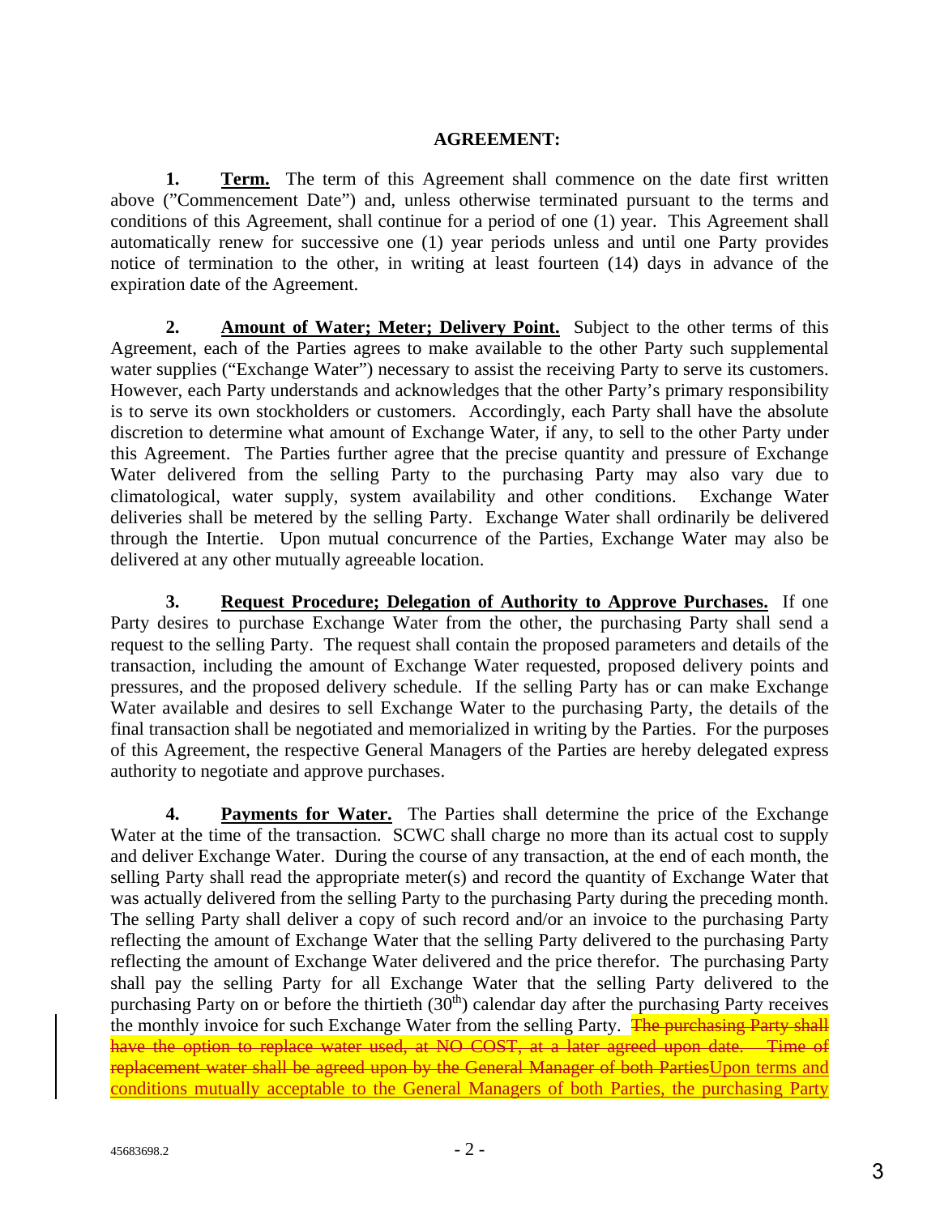**AGREEMENT:**

**1.** **Term.** The term of this Agreement shall commence on the date first written above ("Commencement Date") and, unless otherwise terminated pursuant to the terms and conditions of this Agreement, shall continue for a period of one (1) year. This Agreement shall automatically renew for successive one (1) year periods unless and until one Party provides notice of termination to the other, in writing at least fourteen (14) days in advance of the expiration date of the Agreement.

**2.** **Amount of Water; Meter; Delivery Point.** Subject to the other terms of this Agreement, each of the Parties agrees to make available to the other Party such supplemental water supplies ("Exchange Water") necessary to assist the receiving Party to serve its customers. However, each Party understands and acknowledges that the other Party's primary responsibility is to serve its own stockholders or customers. Accordingly, each Party shall have the absolute discretion to determine what amount of Exchange Water, if any, to sell to the other Party under this Agreement. The Parties further agree that the precise quantity and pressure of Exchange Water delivered from the selling Party to the purchasing Party may also vary due to climatological, water supply, system availability and other conditions. Exchange Water deliveries shall be metered by the selling Party. Exchange Water shall ordinarily be delivered through the Intertie. Upon mutual concurrence of the Parties, Exchange Water may also be delivered at any other mutually agreeable location.

**3.** **Request Procedure; Delegation of Authority to Approve Purchases.** If one Party desires to purchase Exchange Water from the other, the purchasing Party shall send a request to the selling Party. The request shall contain the proposed parameters and details of the transaction, including the amount of Exchange Water requested, proposed delivery points and pressures, and the proposed delivery schedule. If the selling Party has or can make Exchange Water available and desires to sell Exchange Water to the purchasing Party, the details of the final transaction shall be negotiated and memorialized in writing by the Parties. For the purposes of this Agreement, the respective General Managers of the Parties are hereby delegated express authority to negotiate and approve purchases.

**4.** **Payments for Water.** The Parties shall determine the price of the Exchange Water at the time of the transaction. SCWC shall charge no more than its actual cost to supply and deliver Exchange Water. During the course of any transaction, at the end of each month, the selling Party shall read the appropriate meter(s) and record the quantity of Exchange Water that was actually delivered from the selling Party to the purchasing Party during the preceding month. The selling Party shall deliver a copy of such record and/or an invoice to the purchasing Party reflecting the amount of Exchange Water that the selling Party delivered to the purchasing Party reflecting the amount of Exchange Water delivered and the price therefor. The purchasing Party shall pay the selling Party for all Exchange Water that the selling Party delivered to the purchasing Party on or before the thirtieth ($30^{th}$) calendar day after the purchasing Party receives the monthly invoice for such Exchange Water from the selling Party. ~~The purchasing Party shall have the option to replace water used, at NO COST, at a later agreed upon date. Time of replacement water shall be agreed upon by the General Manager of both Parties~~Upon terms and conditions mutually acceptable to the General Managers of both Parties, the purchasing Party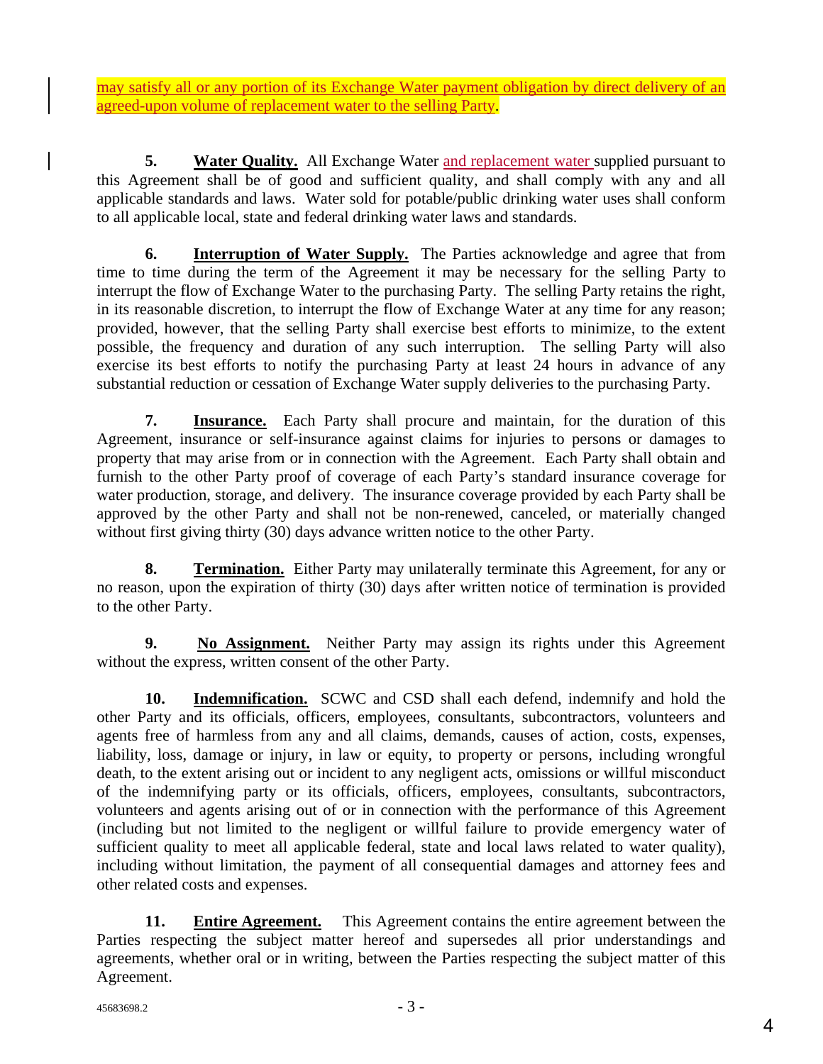may satisfy all or any portion of its Exchange Water payment obligation by direct delivery of an agreed-upon volume of replacement water to the selling Party.

**5. Water Quality.** All Exchange Water and replacement water supplied pursuant to this Agreement shall be of good and sufficient quality, and shall comply with any and all applicable standards and laws. Water sold for potable/public drinking water uses shall conform to all applicable local, state and federal drinking water laws and standards.

**6. Interruption of Water Supply.** The Parties acknowledge and agree that from time to time during the term of the Agreement it may be necessary for the selling Party to interrupt the flow of Exchange Water to the purchasing Party. The selling Party retains the right, in its reasonable discretion, to interrupt the flow of Exchange Water at any time for any reason; provided, however, that the selling Party shall exercise best efforts to minimize, to the extent possible, the frequency and duration of any such interruption. The selling Party will also exercise its best efforts to notify the purchasing Party at least 24 hours in advance of any substantial reduction or cessation of Exchange Water supply deliveries to the purchasing Party.

**7. Insurance.** Each Party shall procure and maintain, for the duration of this Agreement, insurance or self-insurance against claims for injuries to persons or damages to property that may arise from or in connection with the Agreement. Each Party shall obtain and furnish to the other Party proof of coverage of each Party's standard insurance coverage for water production, storage, and delivery. The insurance coverage provided by each Party shall be approved by the other Party and shall not be non-renewed, canceled, or materially changed without first giving thirty (30) days advance written notice to the other Party.

**8. Termination.** Either Party may unilaterally terminate this Agreement, for any or no reason, upon the expiration of thirty (30) days after written notice of termination is provided to the other Party.

**9. No Assignment.** Neither Party may assign its rights under this Agreement without the express, written consent of the other Party.

**10. Indemnification.** SCWC and CSD shall each defend, indemnify and hold the other Party and its officials, officers, employees, consultants, subcontractors, volunteers and agents free of harmless from any and all claims, demands, causes of action, costs, expenses, liability, loss, damage or injury, in law or equity, to property or persons, including wrongful death, to the extent arising out or incident to any negligent acts, omissions or willful misconduct of the indemnifying party or its officials, officers, employees, consultants, subcontractors, volunteers and agents arising out of or in connection with the performance of this Agreement (including but not limited to the negligent or willful failure to provide emergency water of sufficient quality to meet all applicable federal, state and local laws related to water quality), including without limitation, the payment of all consequential damages and attorney fees and other related costs and expenses.

**11. Entire Agreement.** This Agreement contains the entire agreement between the Parties respecting the subject matter hereof and supersedes all prior understandings and agreements, whether oral or in writing, between the Parties respecting the subject matter of this Agreement.

45683698.2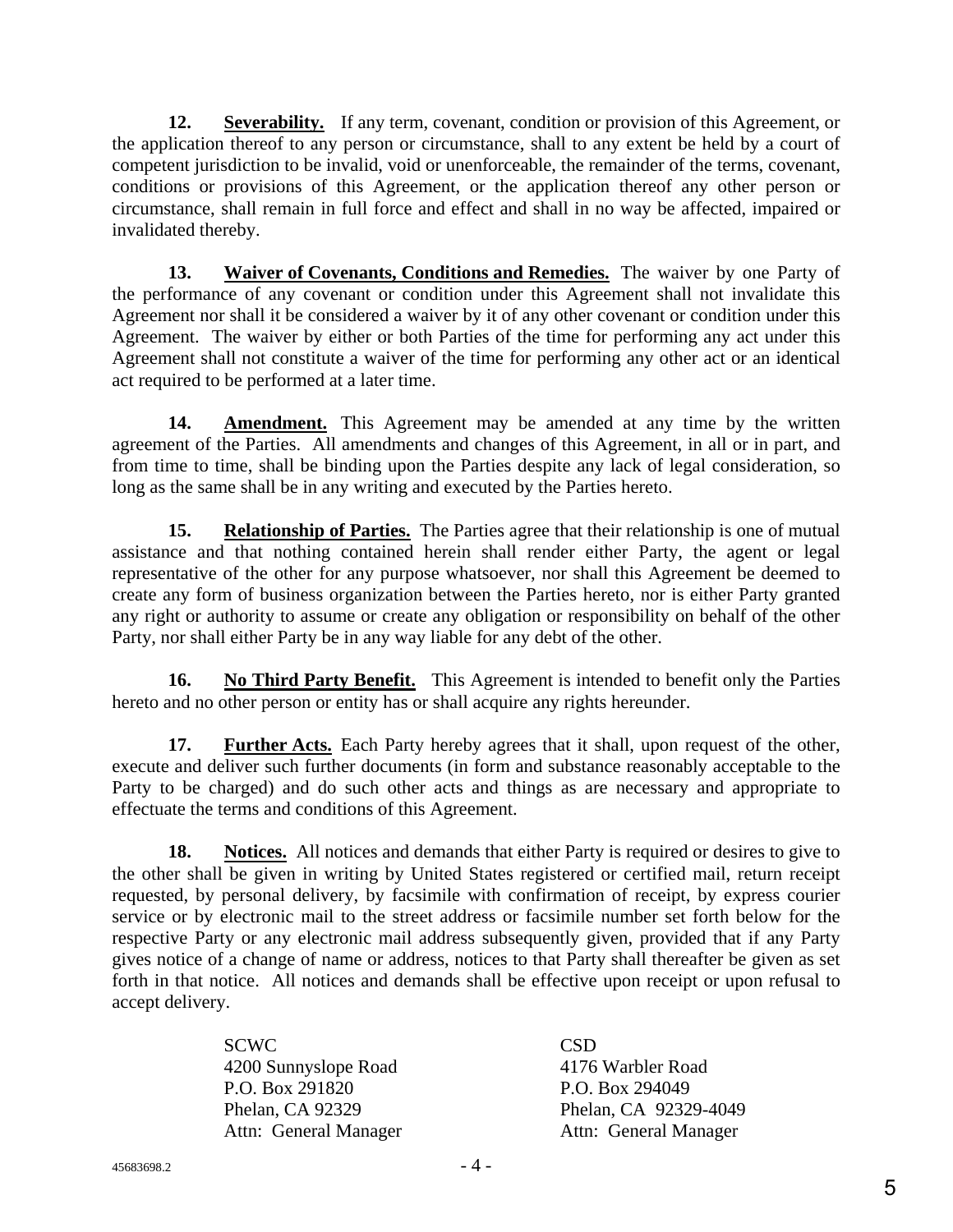**12.** **Severability.** If any term, covenant, condition or provision of this Agreement, or the application thereof to any person or circumstance, shall to any extent be held by a court of competent jurisdiction to be invalid, void or unenforceable, the remainder of the terms, covenant, conditions or provisions of this Agreement, or the application thereof any other person or circumstance, shall remain in full force and effect and shall in no way be affected, impaired or invalidated thereby.

**13.** **Waiver of Covenants, Conditions and Remedies.** The waiver by one Party of the performance of any covenant or condition under this Agreement shall not invalidate this Agreement nor shall it be considered a waiver by it of any other covenant or condition under this Agreement. The waiver by either or both Parties of the time for performing any act under this Agreement shall not constitute a waiver of the time for performing any other act or an identical act required to be performed at a later time.

**14.** **Amendment.** This Agreement may be amended at any time by the written agreement of the Parties. All amendments and changes of this Agreement, in all or in part, and from time to time, shall be binding upon the Parties despite any lack of legal consideration, so long as the same shall be in any writing and executed by the Parties hereto.

**15.** **Relationship of Parties.** The Parties agree that their relationship is one of mutual assistance and that nothing contained herein shall render either Party, the agent or legal representative of the other for any purpose whatsoever, nor shall this Agreement be deemed to create any form of business organization between the Parties hereto, nor is either Party granted any right or authority to assume or create any obligation or responsibility on behalf of the other Party, nor shall either Party be in any way liable for any debt of the other.

**16.** **No Third Party Benefit.** This Agreement is intended to benefit only the Parties hereto and no other person or entity has or shall acquire any rights hereunder.

**17.** **Further Acts.** Each Party hereby agrees that it shall, upon request of the other, execute and deliver such further documents (in form and substance reasonably acceptable to the Party to be charged) and do such other acts and things as are necessary and appropriate to effectuate the terms and conditions of this Agreement.

**18.** **Notices.** All notices and demands that either Party is required or desires to give to the other shall be given in writing by United States registered or certified mail, return receipt requested, by personal delivery, by facsimile with confirmation of receipt, by express courier service or by electronic mail to the street address or facsimile number set forth below for the respective Party or any electronic mail address subsequently given, provided that if any Party gives notice of a change of name or address, notices to that Party shall thereafter be given as set forth in that notice. All notices and demands shall be effective upon receipt or upon refusal to accept delivery.

SCWC
4200 Sunnyslope Road
P.O. Box 291820
Phelan, CA 92329
Attn: General Manager

CSD
4176 Warbler Road
P.O. Box 294049
Phelan, CA 92329-4049
Attn: General Manager

45683698.2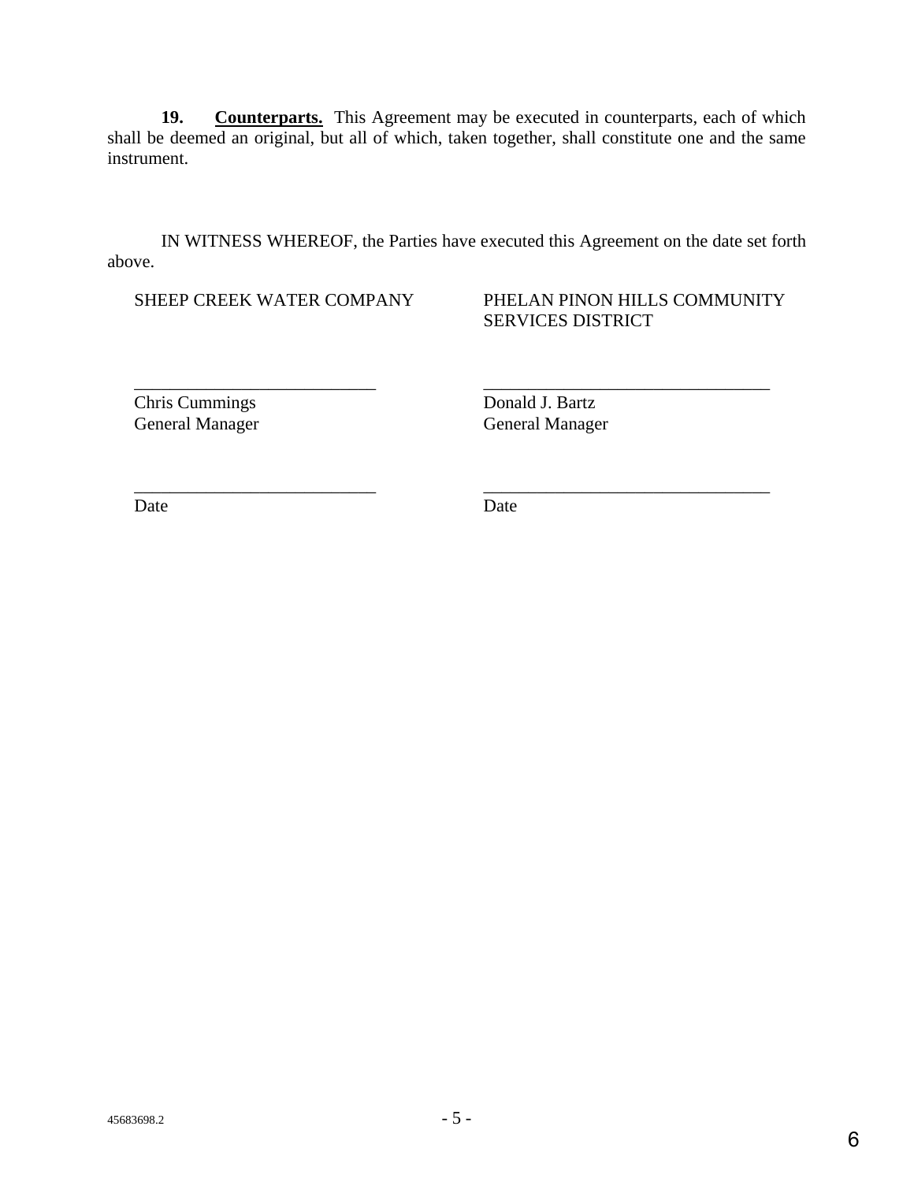**19.** **Counterparts.** This Agreement may be executed in counterparts, each of which shall be deemed an original, but all of which, taken together, shall constitute one and the same instrument.

IN WITNESS WHEREOF, the Parties have executed this Agreement on the date set forth above.

| SHEEP CREEK WATER COMPANY | PHELAN PINON HILLS COMMUNITY SERVICES DISTRICT |
| --- | --- |
| ___________________________ | ________________________________ |
| Chris Cummings<br>General Manager | Donald J. Bartz<br>General Manager |
| ___________________________ | ________________________________ |
| Date | Date |

45683698.2